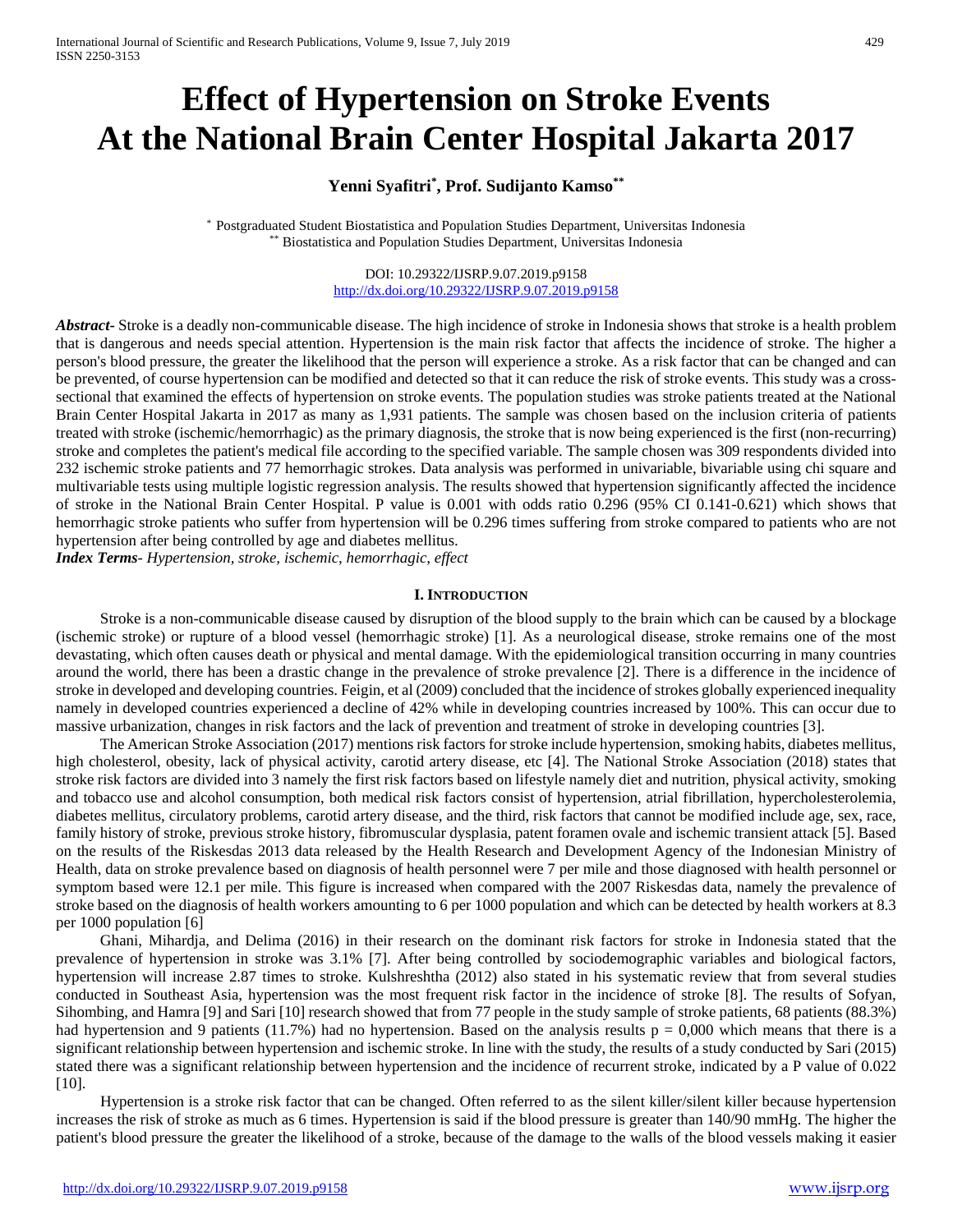# Effect of Hypertension on Stroke Events At the National Brain Center Hospital Jakarta 2017

**Yenni Syafitri[*], Prof. Sudijanto Kamso[**]**

[*] Postgraduated Student Biostatistica and Population Studies Department, Universitas Indonesia
[**] Biostatistica and Population Studies Department, Universitas Indonesia

DOI: 10.29322/IJSRP.9.07.2019.p9158
http://dx.doi.org/10.29322/IJSRP.9.07.2019.p9158

***Abstract-*** Stroke is a deadly non-communicable disease. The high incidence of stroke in Indonesia shows that stroke is a health problem that is dangerous and needs special attention. Hypertension is the main risk factor that affects the incidence of stroke. The higher a person's blood pressure, the greater the likelihood that the person will experience a stroke. As a risk factor that can be changed and can be prevented, of course hypertension can be modified and detected so that it can reduce the risk of stroke events. This study was a cross-sectional that examined the effects of hypertension on stroke events. The population studies was stroke patients treated at the National Brain Center Hospital Jakarta in 2017 as many as 1,931 patients. The sample was chosen based on the inclusion criteria of patients treated with stroke (ischemic/hemorrhagic) as the primary diagnosis, the stroke that is now being experienced is the first (non-recurring) stroke and completes the patient's medical file according to the specified variable. The sample chosen was 309 respondents divided into 232 ischemic stroke patients and 77 hemorrhagic strokes. Data analysis was performed in univariable, bivariable using chi square and multivariable tests using multiple logistic regression analysis. The results showed that hypertension significantly affected the incidence of stroke in the National Brain Center Hospital. P value is 0.001 with odds ratio 0.296 (95% CI 0.141-0.621) which shows that hemorrhagic stroke patients who suffer from hypertension will be 0.296 times suffering from stroke compared to patients who are not hypertension after being controlled by age and diabetes mellitus.

***Index Terms-*** *Hypertension, stroke, ischemic, hemorrhagic, effect*

## I. Introduction

Stroke is a non-communicable disease caused by disruption of the blood supply to the brain which can be caused by a blockage (ischemic stroke) or rupture of a blood vessel (hemorrhagic stroke) [1]. As a neurological disease, stroke remains one of the most devastating, which often causes death or physical and mental damage. With the epidemiological transition occurring in many countries around the world, there has been a drastic change in the prevalence of stroke prevalence [2]. There is a difference in the incidence of stroke in developed and developing countries. Feigin, et al (2009) concluded that the incidence of strokes globally experienced inequality namely in developed countries experienced a decline of 42% while in developing countries increased by 100%. This can occur due to massive urbanization, changes in risk factors and the lack of prevention and treatment of stroke in developing countries [3].

The American Stroke Association (2017) mentions risk factors for stroke include hypertension, smoking habits, diabetes mellitus, high cholesterol, obesity, lack of physical activity, carotid artery disease, etc [4]. The National Stroke Association (2018) states that stroke risk factors are divided into 3 namely the first risk factors based on lifestyle namely diet and nutrition, physical activity, smoking and tobacco use and alcohol consumption, both medical risk factors consist of hypertension, atrial fibrillation, hypercholesterolemia, diabetes mellitus, circulatory problems, carotid artery disease, and the third, risk factors that cannot be modified include age, sex, race, family history of stroke, previous stroke history, fibromuscular dysplasia, patent foramen ovale and ischemic transient attack [5]. Based on the results of the Riskesdas 2013 data released by the Health Research and Development Agency of the Indonesian Ministry of Health, data on stroke prevalence based on diagnosis of health personnel were 7 per mile and those diagnosed with health personnel or symptom based were 12.1 per mile. This figure is increased when compared with the 2007 Riskesdas data, namely the prevalence of stroke based on the diagnosis of health workers amounting to 6 per 1000 population and which can be detected by health workers at 8.3 per 1000 population [6]

Ghani, Mihardja, and Delima (2016) in their research on the dominant risk factors for stroke in Indonesia stated that the prevalence of hypertension in stroke was 3.1% [7]. After being controlled by sociodemographic variables and biological factors, hypertension will increase 2.87 times to stroke. Kulshreshtha (2012) also stated in his systematic review that from several studies conducted in Southeast Asia, hypertension was the most frequent risk factor in the incidence of stroke [8]. The results of Sofyan, Sihombing, and Hamra [9] and Sari [10] research showed that from 77 people in the study sample of stroke patients, 68 patients (88.3%) had hypertension and 9 patients (11.7%) had no hypertension. Based on the analysis results p = 0,000 which means that there is a significant relationship between hypertension and ischemic stroke. In line with the study, the results of a study conducted by Sari (2015) stated there was a significant relationship between hypertension and the incidence of recurrent stroke, indicated by a P value of 0.022 [10].

Hypertension is a stroke risk factor that can be changed. Often referred to as the silent killer/silent killer because hypertension increases the risk of stroke as much as 6 times. Hypertension is said if the blood pressure is greater than 140/90 mmHg. The higher the patient's blood pressure the greater the likelihood of a stroke, because of the damage to the walls of the blood vessels making it easier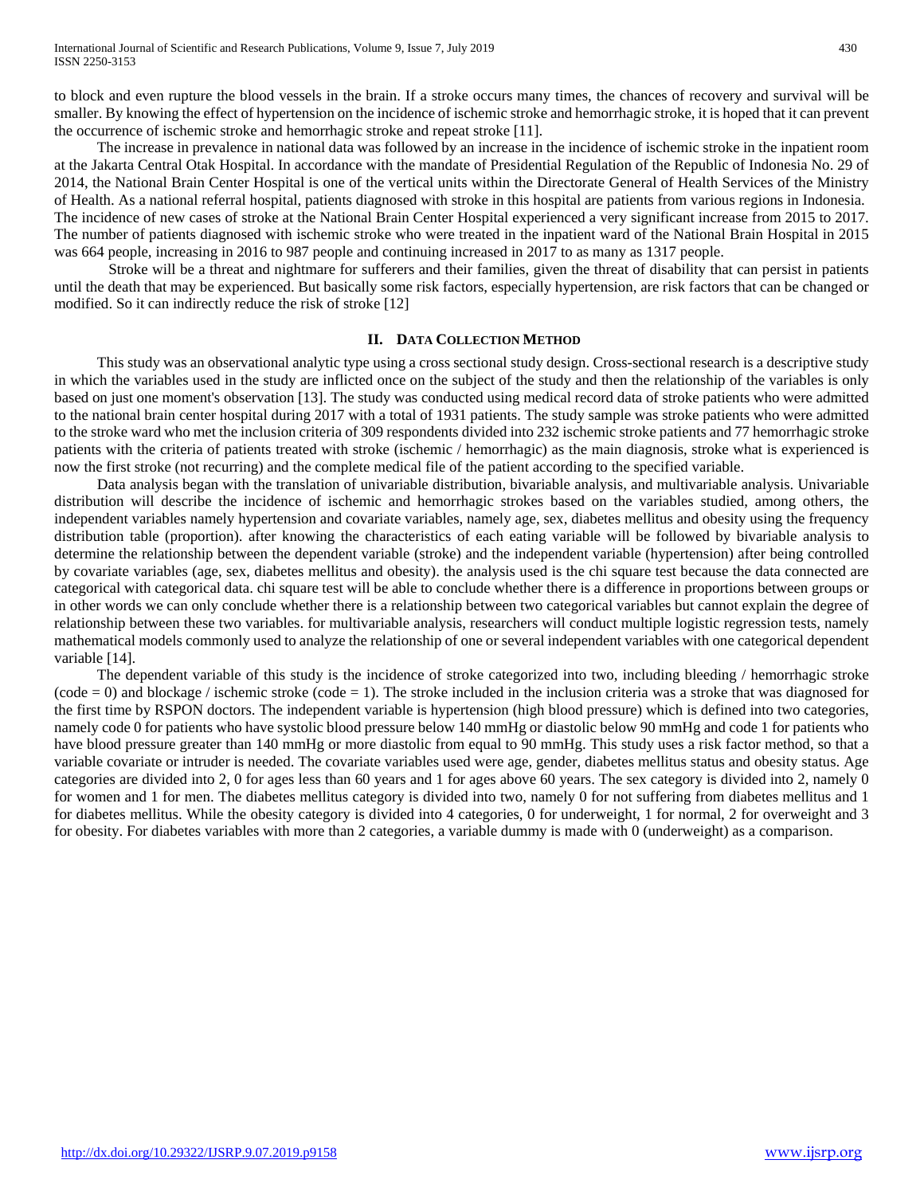to block and even rupture the blood vessels in the brain. If a stroke occurs many times, the chances of recovery and survival will be smaller. By knowing the effect of hypertension on the incidence of ischemic stroke and hemorrhagic stroke, it is hoped that it can prevent the occurrence of ischemic stroke and hemorrhagic stroke and repeat stroke [11].

The increase in prevalence in national data was followed by an increase in the incidence of ischemic stroke in the inpatient room at the Jakarta Central Otak Hospital. In accordance with the mandate of Presidential Regulation of the Republic of Indonesia No. 29 of 2014, the National Brain Center Hospital is one of the vertical units within the Directorate General of Health Services of the Ministry of Health. As a national referral hospital, patients diagnosed with stroke in this hospital are patients from various regions in Indonesia. The incidence of new cases of stroke at the National Brain Center Hospital experienced a very significant increase from 2015 to 2017. The number of patients diagnosed with ischemic stroke who were treated in the inpatient ward of the National Brain Hospital in 2015 was 664 people, increasing in 2016 to 987 people and continuing increased in 2017 to as many as 1317 people.

Stroke will be a threat and nightmare for sufferers and their families, given the threat of disability that can persist in patients until the death that may be experienced. But basically some risk factors, especially hypertension, are risk factors that can be changed or modified. So it can indirectly reduce the risk of stroke [12]

## II. Data Collection Method

This study was an observational analytic type using a cross sectional study design. Cross-sectional research is a descriptive study in which the variables used in the study are inflicted once on the subject of the study and then the relationship of the variables is only based on just one moment's observation [13]. The study was conducted using medical record data of stroke patients who were admitted to the national brain center hospital during 2017 with a total of 1931 patients. The study sample was stroke patients who were admitted to the stroke ward who met the inclusion criteria of 309 respondents divided into 232 ischemic stroke patients and 77 hemorrhagic stroke patients with the criteria of patients treated with stroke (ischemic / hemorrhagic) as the main diagnosis, stroke what is experienced is now the first stroke (not recurring) and the complete medical file of the patient according to the specified variable.

Data analysis began with the translation of univariable distribution, bivariable analysis, and multivariable analysis. Univariable distribution will describe the incidence of ischemic and hemorrhagic strokes based on the variables studied, among others, the independent variables namely hypertension and covariate variables, namely age, sex, diabetes mellitus and obesity using the frequency distribution table (proportion). after knowing the characteristics of each eating variable will be followed by bivariable analysis to determine the relationship between the dependent variable (stroke) and the independent variable (hypertension) after being controlled by covariate variables (age, sex, diabetes mellitus and obesity). the analysis used is the chi square test because the data connected are categorical with categorical data. chi square test will be able to conclude whether there is a difference in proportions between groups or in other words we can only conclude whether there is a relationship between two categorical variables but cannot explain the degree of relationship between these two variables. for multivariable analysis, researchers will conduct multiple logistic regression tests, namely mathematical models commonly used to analyze the relationship of one or several independent variables with one categorical dependent variable [14].

The dependent variable of this study is the incidence of stroke categorized into two, including bleeding / hemorrhagic stroke (code = 0) and blockage / ischemic stroke (code = 1). The stroke included in the inclusion criteria was a stroke that was diagnosed for the first time by RSPON doctors. The independent variable is hypertension (high blood pressure) which is defined into two categories, namely code 0 for patients who have systolic blood pressure below 140 mmHg or diastolic below 90 mmHg and code 1 for patients who have blood pressure greater than 140 mmHg or more diastolic from equal to 90 mmHg. This study uses a risk factor method, so that a variable covariate or intruder is needed. The covariate variables used were age, gender, diabetes mellitus status and obesity status. Age categories are divided into 2, 0 for ages less than 60 years and 1 for ages above 60 years. The sex category is divided into 2, namely 0 for women and 1 for men. The diabetes mellitus category is divided into two, namely 0 for not suffering from diabetes mellitus and 1 for diabetes mellitus. While the obesity category is divided into 4 categories, 0 for underweight, 1 for normal, 2 for overweight and 3 for obesity. For diabetes variables with more than 2 categories, a variable dummy is made with 0 (underweight) as a comparison.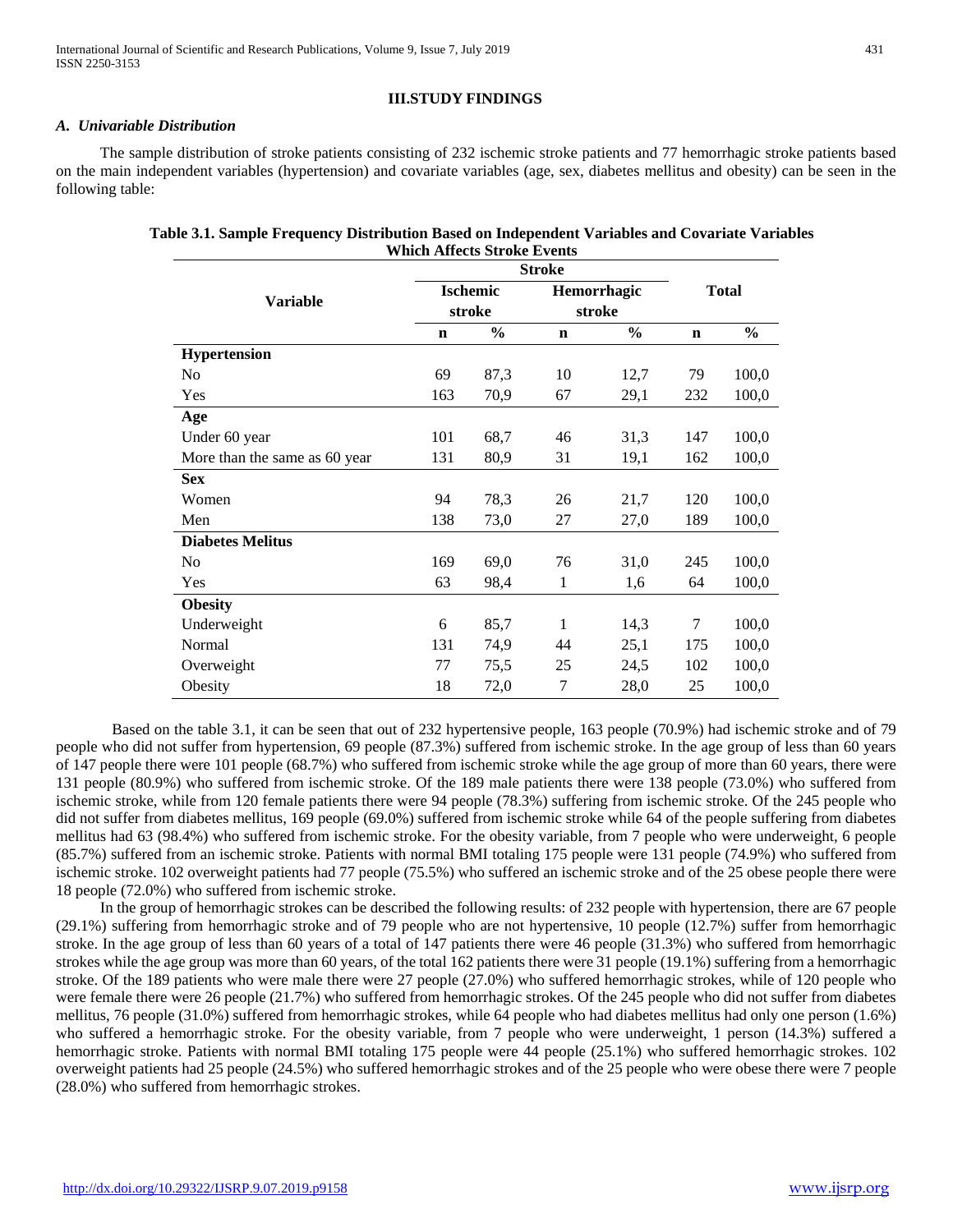## III.STUDY FINDINGS

### *A. Univariable Distribution*

The sample distribution of stroke patients consisting of 232 ischemic stroke patients and 77 hemorrhagic stroke patients based on the main independent variables (hypertension) and covariate variables (age, sex, diabetes mellitus and obesity) can be seen in the following table:

**Table 3.1. Sample Frequency Distribution Based on Independent Variables and Covariate Variables Which Affects Stroke Events**

| Variable | Stroke | | | | Total | |
|---|---|---|---|---|---|---|
| | Ischemic stroke | | Hemorrhagic stroke | | | |
| | n | % | n | % | n | % |
| **Hypertension** | | | | | | |
| No | 69 | 87,3 | 10 | 12,7 | 79 | 100,0 |
| Yes | 163 | 70,9 | 67 | 29,1 | 232 | 100,0 |
| **Age** | | | | | | |
| Under 60 year | 101 | 68,7 | 46 | 31,3 | 147 | 100,0 |
| More than the same as 60 year | 131 | 80,9 | 31 | 19,1 | 162 | 100,0 |
| **Sex** | | | | | | |
| Women | 94 | 78,3 | 26 | 21,7 | 120 | 100,0 |
| Men | 138 | 73,0 | 27 | 27,0 | 189 | 100,0 |
| **Diabetes Melitus** | | | | | | |
| No | 169 | 69,0 | 76 | 31,0 | 245 | 100,0 |
| Yes | 63 | 98,4 | 1 | 1,6 | 64 | 100,0 |
| **Obesity** | | | | | | |
| Underweight | 6 | 85,7 | 1 | 14,3 | 7 | 100,0 |
| Normal | 131 | 74,9 | 44 | 25,1 | 175 | 100,0 |
| Overweight | 77 | 75,5 | 25 | 24,5 | 102 | 100,0 |
| Obesity | 18 | 72,0 | 7 | 28,0 | 25 | 100,0 |

Based on the table 3.1, it can be seen that out of 232 hypertensive people, 163 people (70.9%) had ischemic stroke and of 79 people who did not suffer from hypertension, 69 people (87.3%) suffered from ischemic stroke. In the age group of less than 60 years of 147 people there were 101 people (68.7%) who suffered from ischemic stroke while the age group of more than 60 years, there were 131 people (80.9%) who suffered from ischemic stroke. Of the 189 male patients there were 138 people (73.0%) who suffered from ischemic stroke, while from 120 female patients there were 94 people (78.3%) suffering from ischemic stroke. Of the 245 people who did not suffer from diabetes mellitus, 169 people (69.0%) suffered from ischemic stroke while 64 of the people suffering from diabetes mellitus had 63 (98.4%) who suffered from ischemic stroke. For the obesity variable, from 7 people who were underweight, 6 people (85.7%) suffered from an ischemic stroke. Patients with normal BMI totaling 175 people were 131 people (74.9%) who suffered from ischemic stroke. 102 overweight patients had 77 people (75.5%) who suffered an ischemic stroke and of the 25 obese people there were 18 people (72.0%) who suffered from ischemic stroke.

In the group of hemorrhagic strokes can be described the following results: of 232 people with hypertension, there are 67 people (29.1%) suffering from hemorrhagic stroke and of 79 people who are not hypertensive, 10 people (12.7%) suffer from hemorrhagic stroke. In the age group of less than 60 years of a total of 147 patients there were 46 people (31.3%) who suffered from hemorrhagic strokes while the age group was more than 60 years, of the total 162 patients there were 31 people (19.1%) suffering from a hemorrhagic stroke. Of the 189 patients who were male there were 27 people (27.0%) who suffered hemorrhagic strokes, while of 120 people who were female there were 26 people (21.7%) who suffered from hemorrhagic strokes. Of the 245 people who did not suffer from diabetes mellitus, 76 people (31.0%) suffered from hemorrhagic strokes, while 64 people who had diabetes mellitus had only one person (1.6%) who suffered a hemorrhagic stroke. For the obesity variable, from 7 people who were underweight, 1 person (14.3%) suffered a hemorrhagic stroke. Patients with normal BMI totaling 175 people were 44 people (25.1%) who suffered hemorrhagic strokes. 102 overweight patients had 25 people (24.5%) who suffered hemorrhagic strokes and of the 25 people who were obese there were 7 people (28.0%) who suffered from hemorrhagic strokes.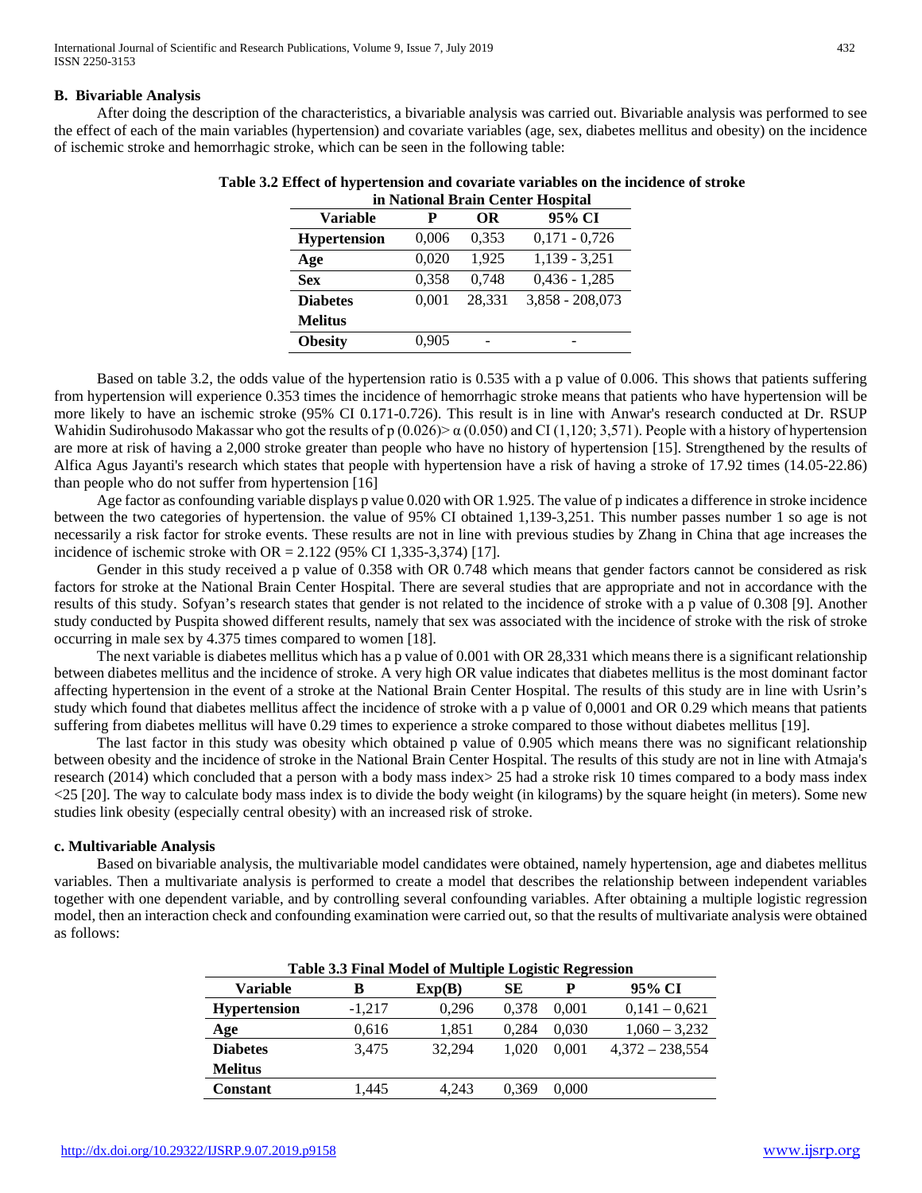### B. Bivariable Analysis

After doing the description of the characteristics, a bivariable analysis was carried out. Bivariable analysis was performed to see the effect of each of the main variables (hypertension) and covariate variables (age, sex, diabetes mellitus and obesity) on the incidence of ischemic stroke and hemorrhagic stroke, which can be seen in the following table:

**Table 3.2 Effect of hypertension and covariate variables on the incidence of stroke in National Brain Center Hospital**

| Variable | P | OR | 95% CI |
|---|---|---|---|
| **Hypertension** | 0,006 | 0,353 | 0,171 - 0,726 |
| **Age** | 0,020 | 1,925 | 1,139 - 3,251 |
| **Sex** | 0,358 | 0,748 | 0,436 - 1,285 |
| **Diabetes Melitus** | 0,001 | 28,331 | 3,858 - 208,073 |
| **Obesity** | 0,905 | - | - |

Based on table 3.2, the odds value of the hypertension ratio is 0.535 with a p value of 0.006. This shows that patients suffering from hypertension will experience 0.353 times the incidence of hemorrhagic stroke means that patients who have hypertension will be more likely to have an ischemic stroke (95% CI 0.171-0.726). This result is in line with Anwar's research conducted at Dr. RSUP Wahidin Sudirohusodo Makassar who got the results of p (0.026)> α (0.050) and CI (1,120; 3,571). People with a history of hypertension are more at risk of having a 2,000 stroke greater than people who have no history of hypertension [15]. Strengthened by the results of Alfica Agus Jayanti's research which states that people with hypertension have a risk of having a stroke of 17.92 times (14.05-22.86) than people who do not suffer from hypertension [16]

Age factor as confounding variable displays p value 0.020 with OR 1.925. The value of p indicates a difference in stroke incidence between the two categories of hypertension. the value of 95% CI obtained 1,139-3,251. This number passes number 1 so age is not necessarily a risk factor for stroke events. These results are not in line with previous studies by Zhang in China that age increases the incidence of ischemic stroke with OR = 2.122 (95% CI 1,335-3,374) [17].

Gender in this study received a p value of 0.358 with OR 0.748 which means that gender factors cannot be considered as risk factors for stroke at the National Brain Center Hospital. There are several studies that are appropriate and not in accordance with the results of this study. Sofyan's research states that gender is not related to the incidence of stroke with a p value of 0.308 [9]. Another study conducted by Puspita showed different results, namely that sex was associated with the incidence of stroke with the risk of stroke occurring in male sex by 4.375 times compared to women [18].

The next variable is diabetes mellitus which has a p value of 0.001 with OR 28,331 which means there is a significant relationship between diabetes mellitus and the incidence of stroke. A very high OR value indicates that diabetes mellitus is the most dominant factor affecting hypertension in the event of a stroke at the National Brain Center Hospital. The results of this study are in line with Usrin's study which found that diabetes mellitus affect the incidence of stroke with a p value of 0,0001 and OR 0.29 which means that patients suffering from diabetes mellitus will have 0.29 times to experience a stroke compared to those without diabetes mellitus [19].

The last factor in this study was obesity which obtained p value of 0.905 which means there was no significant relationship between obesity and the incidence of stroke in the National Brain Center Hospital. The results of this study are not in line with Atmaja's research (2014) which concluded that a person with a body mass index> 25 had a stroke risk 10 times compared to a body mass index <25 [20]. The way to calculate body mass index is to divide the body weight (in kilograms) by the square height (in meters). Some new studies link obesity (especially central obesity) with an increased risk of stroke.

### c. Multivariable Analysis

Based on bivariable analysis, the multivariable model candidates were obtained, namely hypertension, age and diabetes mellitus variables. Then a multivariate analysis is performed to create a model that describes the relationship between independent variables together with one dependent variable, and by controlling several confounding variables. After obtaining a multiple logistic regression model, then an interaction check and confounding examination were carried out, so that the results of multivariate analysis were obtained as follows:

**Table 3.3 Final Model of Multiple Logistic Regression**

| Variable | B | Exp(B) | SE | P | 95% CI |
|---|---|---|---|---|---|
| **Hypertension** | -1,217 | 0,296 | 0,378 | 0,001 | 0,141 – 0,621 |
| **Age** | 0,616 | 1,851 | 0,284 | 0,030 | 1,060 – 3,232 |
| **Diabetes Melitus** | 3,475 | 32,294 | 1,020 | 0,001 | 4,372 – 238,554 |
| **Constant** | 1,445 | 4,243 | 0,369 | 0,000 | |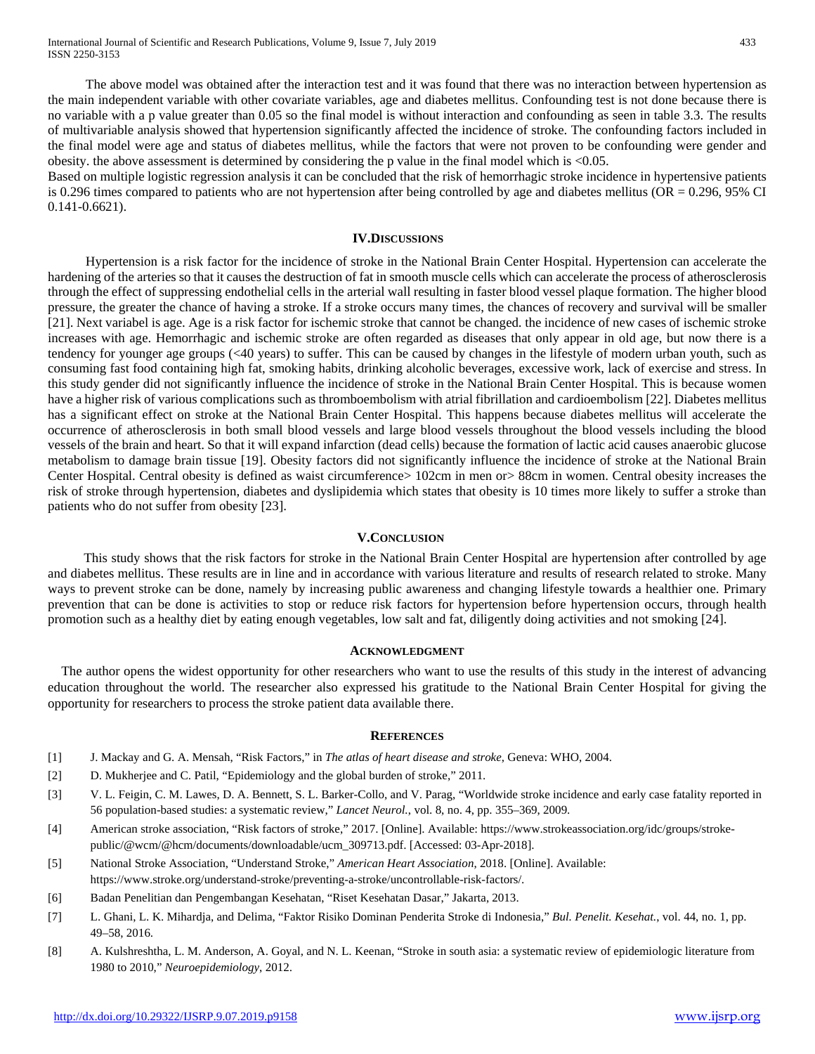The above model was obtained after the interaction test and it was found that there was no interaction between hypertension as the main independent variable with other covariate variables, age and diabetes mellitus. Confounding test is not done because there is no variable with a p value greater than 0.05 so the final model is without interaction and confounding as seen in table 3.3. The results of multivariable analysis showed that hypertension significantly affected the incidence of stroke. The confounding factors included in the final model were age and status of diabetes mellitus, while the factors that were not proven to be confounding were gender and obesity. the above assessment is determined by considering the p value in the final model which is <0.05.

Based on multiple logistic regression analysis it can be concluded that the risk of hemorrhagic stroke incidence in hypertensive patients is 0.296 times compared to patients who are not hypertension after being controlled by age and diabetes mellitus (OR = 0.296, 95% CI 0.141-0.6621).

## IV. Discussions

Hypertension is a risk factor for the incidence of stroke in the National Brain Center Hospital. Hypertension can accelerate the hardening of the arteries so that it causes the destruction of fat in smooth muscle cells which can accelerate the process of atherosclerosis through the effect of suppressing endothelial cells in the arterial wall resulting in faster blood vessel plaque formation. The higher blood pressure, the greater the chance of having a stroke. If a stroke occurs many times, the chances of recovery and survival will be smaller [21]. Next variabel is age. Age is a risk factor for ischemic stroke that cannot be changed. the incidence of new cases of ischemic stroke increases with age. Hemorrhagic and ischemic stroke are often regarded as diseases that only appear in old age, but now there is a tendency for younger age groups (<40 years) to suffer. This can be caused by changes in the lifestyle of modern urban youth, such as consuming fast food containing high fat, smoking habits, drinking alcoholic beverages, excessive work, lack of exercise and stress. In this study gender did not significantly influence the incidence of stroke in the National Brain Center Hospital. This is because women have a higher risk of various complications such as thromboembolism with atrial fibrillation and cardioembolism [22]. Diabetes mellitus has a significant effect on stroke at the National Brain Center Hospital. This happens because diabetes mellitus will accelerate the occurrence of atherosclerosis in both small blood vessels and large blood vessels throughout the blood vessels including the blood vessels of the brain and heart. So that it will expand infarction (dead cells) because the formation of lactic acid causes anaerobic glucose metabolism to damage brain tissue [19]. Obesity factors did not significantly influence the incidence of stroke at the National Brain Center Hospital. Central obesity is defined as waist circumference> 102cm in men or> 88cm in women. Central obesity increases the risk of stroke through hypertension, diabetes and dyslipidemia which states that obesity is 10 times more likely to suffer a stroke than patients who do not suffer from obesity [23].

## V. Conclusion

This study shows that the risk factors for stroke in the National Brain Center Hospital are hypertension after controlled by age and diabetes mellitus. These results are in line and in accordance with various literature and results of research related to stroke. Many ways to prevent stroke can be done, namely by increasing public awareness and changing lifestyle towards a healthier one. Primary prevention that can be done is activities to stop or reduce risk factors for hypertension before hypertension occurs, through health promotion such as a healthy diet by eating enough vegetables, low salt and fat, diligently doing activities and not smoking [24].

## Acknowledgment

The author opens the widest opportunity for other researchers who want to use the results of this study in the interest of advancing education throughout the world. The researcher also expressed his gratitude to the National Brain Center Hospital for giving the opportunity for researchers to process the stroke patient data available there.

## References

[1] J. Mackay and G. A. Mensah, "Risk Factors," in *The atlas of heart disease and stroke*, Geneva: WHO, 2004.

[2] D. Mukherjee and C. Patil, "Epidemiology and the global burden of stroke," 2011.

[3] V. L. Feigin, C. M. Lawes, D. A. Bennett, S. L. Barker-Collo, and V. Parag, "Worldwide stroke incidence and early case fatality reported in 56 population-based studies: a systematic review," *Lancet Neurol.*, vol. 8, no. 4, pp. 355–369, 2009.

[4] American stroke association, "Risk factors of stroke," 2017. [Online]. Available: https://www.strokeassociation.org/idc/groups/stroke-public/@wcm/@hcm/documents/downloadable/ucm_309713.pdf. [Accessed: 03-Apr-2018].

[5] National Stroke Association, "Understand Stroke," *American Heart Association*, 2018. [Online]. Available: https://www.stroke.org/understand-stroke/preventing-a-stroke/uncontrollable-risk-factors/.

[6] Badan Penelitian dan Pengembangan Kesehatan, "Riset Kesehatan Dasar," Jakarta, 2013.

[7] L. Ghani, L. K. Mihardja, and Delima, "Faktor Risiko Dominan Penderita Stroke di Indonesia," *Bul. Penelit. Kesehat.*, vol. 44, no. 1, pp. 49–58, 2016.

[8] A. Kulshreshtha, L. M. Anderson, A. Goyal, and N. L. Keenan, "Stroke in south asia: a systematic review of epidemiologic literature from 1980 to 2010," *Neuroepidemiology*, 2012.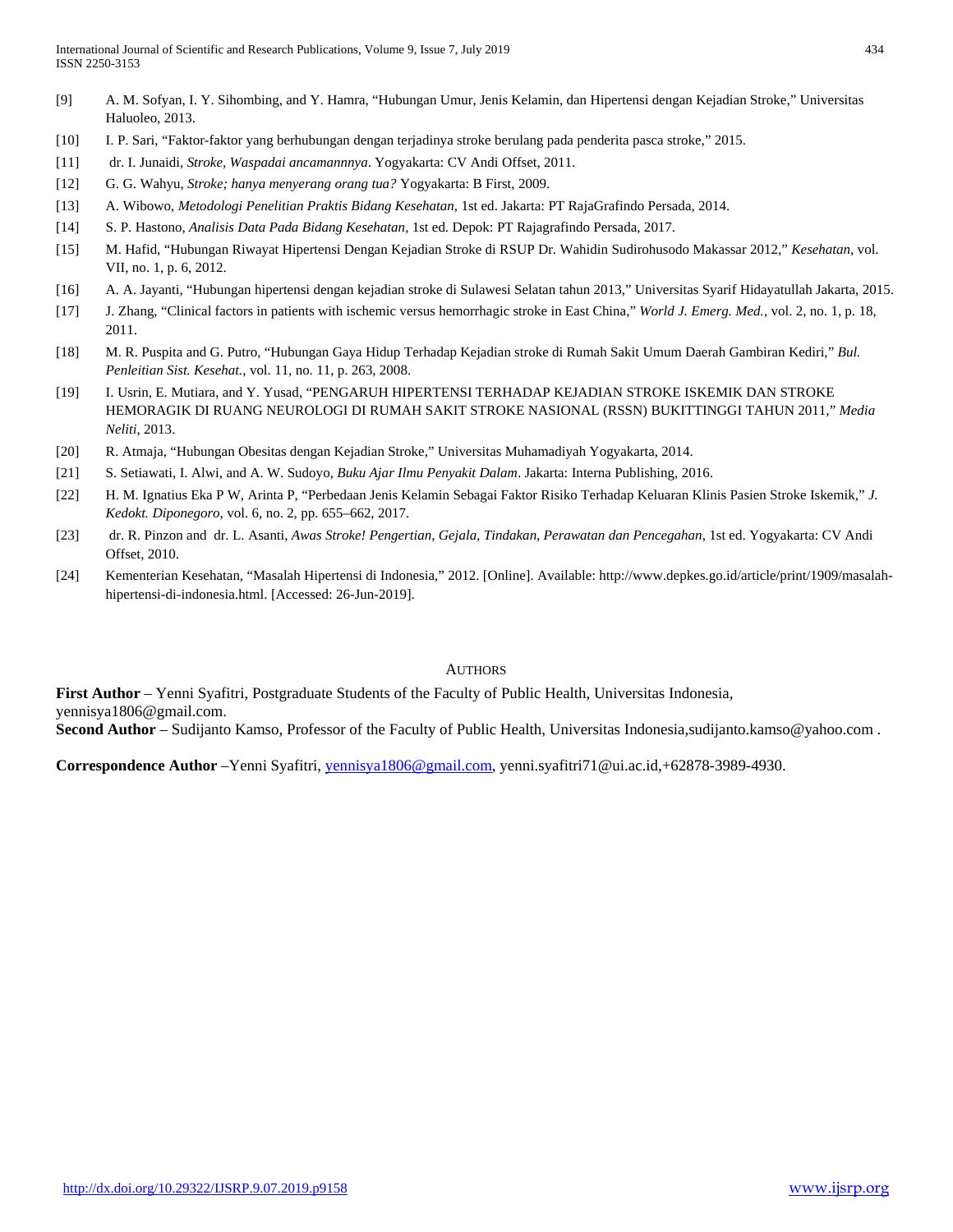[9] A. M. Sofyan, I. Y. Sihombing, and Y. Hamra, "Hubungan Umur, Jenis Kelamin, dan Hipertensi dengan Kejadian Stroke," Universitas Haluoleo, 2013.

[10] I. P. Sari, "Faktor-faktor yang berhubungan dengan terjadinya stroke berulang pada penderita pasca stroke," 2015.

[11] dr. I. Junaidi, *Stroke, Waspadai ancamannnya*. Yogyakarta: CV Andi Offset, 2011.

[12] G. G. Wahyu, *Stroke; hanya menyerang orang tua?* Yogyakarta: B First, 2009.

[13] A. Wibowo, *Metodologi Penelitian Praktis Bidang Kesehatan*, 1st ed. Jakarta: PT RajaGrafindo Persada, 2014.

[14] S. P. Hastono, *Analisis Data Pada Bidang Kesehatan*, 1st ed. Depok: PT Rajagrafindo Persada, 2017.

[15] M. Hafid, "Hubungan Riwayat Hipertensi Dengan Kejadian Stroke di RSUP Dr. Wahidin Sudirohusodo Makassar 2012," *Kesehatan*, vol. VII, no. 1, p. 6, 2012.

[16] A. A. Jayanti, "Hubungan hipertensi dengan kejadian stroke di Sulawesi Selatan tahun 2013," Universitas Syarif Hidayatullah Jakarta, 2015.

[17] J. Zhang, "Clinical factors in patients with ischemic versus hemorrhagic stroke in East China," *World J. Emerg. Med.*, vol. 2, no. 1, p. 18, 2011.

[18] M. R. Puspita and G. Putro, "Hubungan Gaya Hidup Terhadap Kejadian stroke di Rumah Sakit Umum Daerah Gambiran Kediri," *Bul. Penleitian Sist. Kesehat.*, vol. 11, no. 11, p. 263, 2008.

[19] I. Usrin, E. Mutiara, and Y. Yusad, "PENGARUH HIPERTENSI TERHADAP KEJADIAN STROKE ISKEMIK DAN STROKE HEMORAGIK DI RUANG NEUROLOGI DI RUMAH SAKIT STROKE NASIONAL (RSSN) BUKITTINGGI TAHUN 2011," *Media Neliti*, 2013.

[20] R. Atmaja, "Hubungan Obesitas dengan Kejadian Stroke," Universitas Muhamadiyah Yogyakarta, 2014.

[21] S. Setiawati, I. Alwi, and A. W. Sudoyo, *Buku Ajar Ilmu Penyakit Dalam*. Jakarta: Interna Publishing, 2016.

[22] H. M. Ignatius Eka P W, Arinta P, "Perbedaan Jenis Kelamin Sebagai Faktor Risiko Terhadap Keluaran Klinis Pasien Stroke Iskemik," *J. Kedokt. Diponegoro*, vol. 6, no. 2, pp. 655–662, 2017.

[23] dr. R. Pinzon and dr. L. Asanti, *Awas Stroke! Pengertian, Gejala, Tindakan, Perawatan dan Pencegahan*, 1st ed. Yogyakarta: CV Andi Offset, 2010.

[24] Kementerian Kesehatan, "Masalah Hipertensi di Indonesia," 2012. [Online]. Available: http://www.depkes.go.id/article/print/1909/masalah-hipertensi-di-indonesia.html. [Accessed: 26-Jun-2019].

## AUTHORS

**First Author** – Yenni Syafitri, Postgraduate Students of the Faculty of Public Health, Universitas Indonesia, yennisya1806@gmail.com.

**Second Author** – Sudijanto Kamso, Professor of the Faculty of Public Health, Universitas Indonesia,sudijanto.kamso@yahoo.com .

**Correspondence Author** –Yenni Syafitri, yennisya1806@gmail.com, yenni.syafitri71@ui.ac.id,+62878-3989-4930.